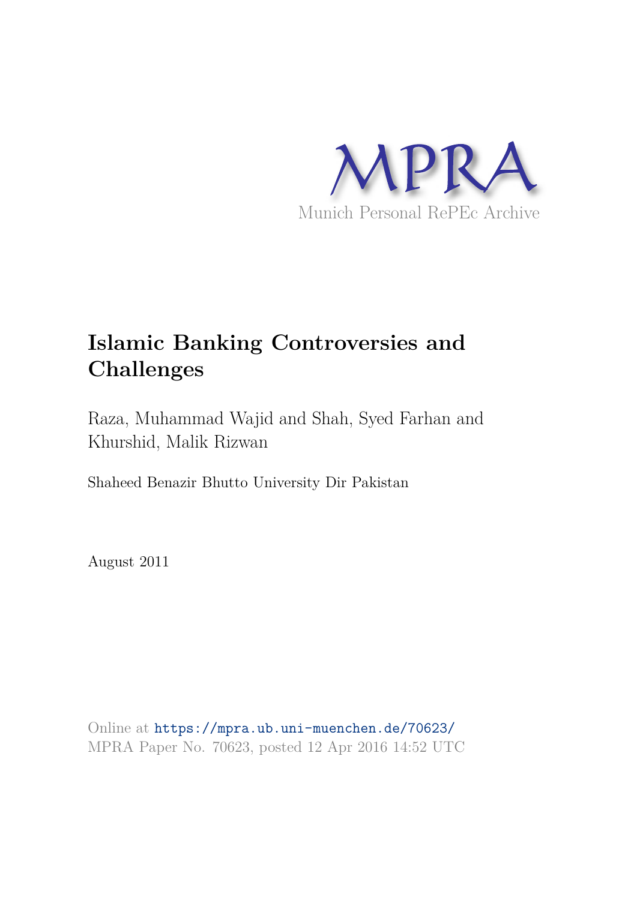MPRA

Munich Personal RePEc Archive

# Islamic Banking Controversies and Challenges

Raza, Muhammad Wajid and Shah, Syed Farhan and Khurshid, Malik Rizwan

Shaheed Benazir Bhutto University Dir Pakistan

August 2011

Online at https://mpra.ub.uni-muenchen.de/70623/
MPRA Paper No. 70623, posted 12 Apr 2016 14:52 UTC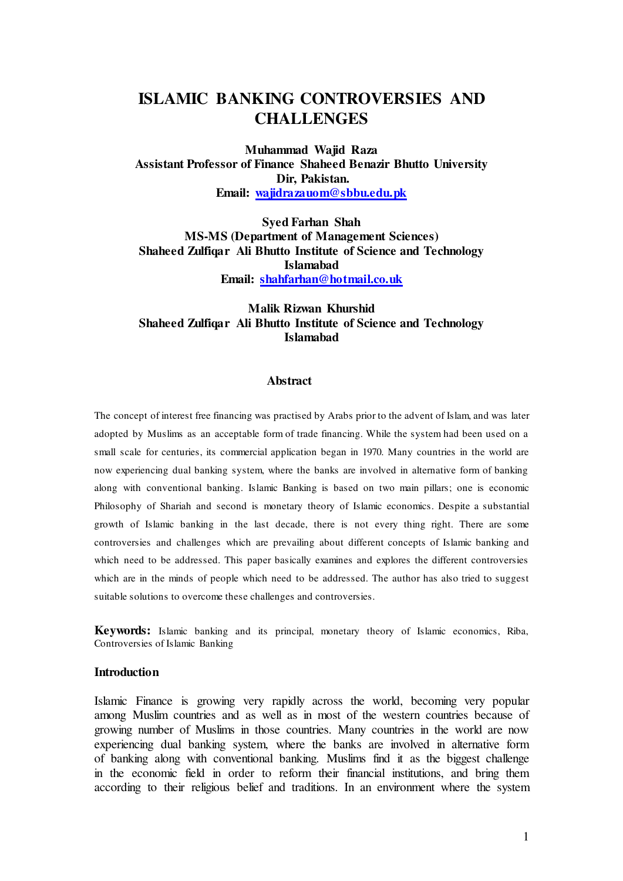# ISLAMIC BANKING CONTROVERSIES AND CHALLENGES

**Muhammad Wajid Raza**
**Assistant Professor of Finance Shaheed Benazir Bhutto University Dir, Pakistan.**
**Email: wajidrazauom@sbbu.edu.pk**

**Syed Farhan Shah**
**MS-MS (Department of Management Sciences)**
**Shaheed Zulfiqar Ali Bhutto Institute of Science and Technology Islamabad**
**Email: shahfarhan@hotmail.co.uk**

**Malik Rizwan Khurshid**
**Shaheed Zulfiqar Ali Bhutto Institute of Science and Technology Islamabad**

## Abstract

The concept of interest free financing was practised by Arabs prior to the advent of Islam, and was later adopted by Muslims as an acceptable form of trade financing. While the system had been used on a small scale for centuries, its commercial application began in 1970. Many countries in the world are now experiencing dual banking system, where the banks are involved in alternative form of banking along with conventional banking. Islamic Banking is based on two main pillars; one is economic Philosophy of Shariah and second is monetary theory of Islamic economics. Despite a substantial growth of Islamic banking in the last decade, there is not every thing right. There are some controversies and challenges which are prevailing about different concepts of Islamic banking and which need to be addressed. This paper basically examines and explores the different controversies which are in the minds of people which need to be addressed. The author has also tried to suggest suitable solutions to overcome these challenges and controversies.

**Keywords:** Islamic banking and its principal, monetary theory of Islamic economics, Riba, Controversies of Islamic Banking

## Introduction

Islamic Finance is growing very rapidly across the world, becoming very popular among Muslim countries and as well as in most of the western countries because of growing number of Muslims in those countries. Many countries in the world are now experiencing dual banking system, where the banks are involved in alternative form of banking along with conventional banking. Muslims find it as the biggest challenge in the economic field in order to reform their financial institutions, and bring them according to their religious belief and traditions. In an environment where the system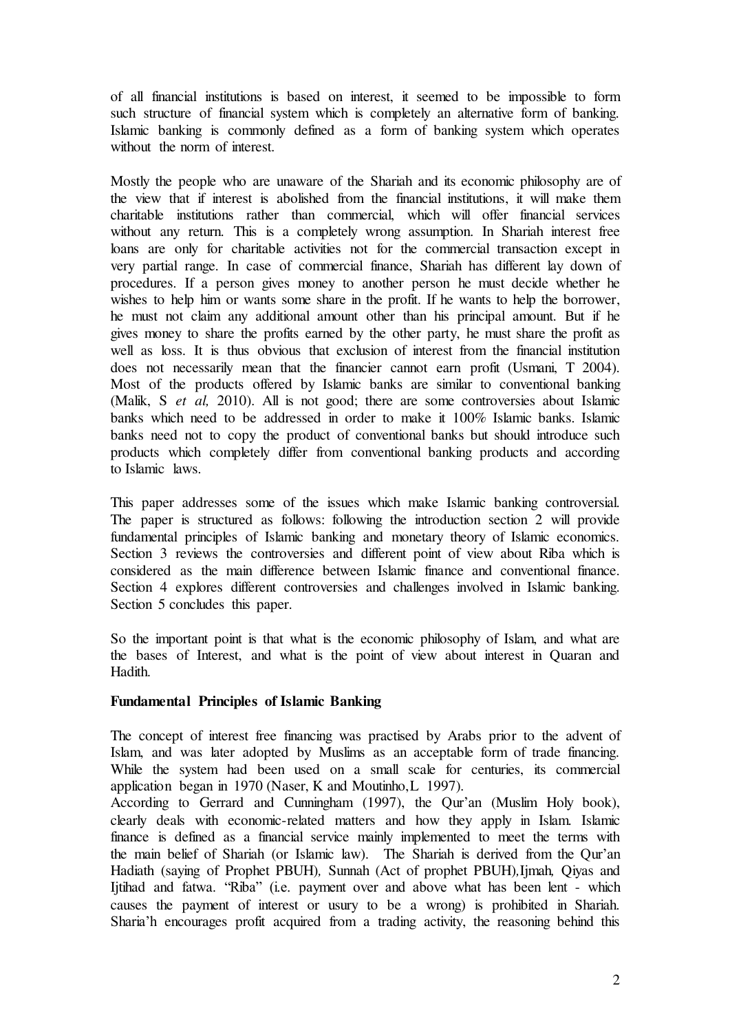of all financial institutions is based on interest, it seemed to be impossible to form such structure of financial system which is completely an alternative form of banking. Islamic banking is commonly defined as a form of banking system which operates without the norm of interest.

Mostly the people who are unaware of the Shariah and its economic philosophy are of the view that if interest is abolished from the financial institutions, it will make them charitable institutions rather than commercial, which will offer financial services without any return. This is a completely wrong assumption. In Shariah interest free loans are only for charitable activities not for the commercial transaction except in very partial range. In case of commercial finance, Shariah has different lay down of procedures. If a person gives money to another person he must decide whether he wishes to help him or wants some share in the profit. If he wants to help the borrower, he must not claim any additional amount other than his principal amount. But if he gives money to share the profits earned by the other party, he must share the profit as well as loss. It is thus obvious that exclusion of interest from the financial institution does not necessarily mean that the financier cannot earn profit (Usmani, T 2004). Most of the products offered by Islamic banks are similar to conventional banking (Malik, S *et al,* 2010). All is not good; there are some controversies about Islamic banks which need to be addressed in order to make it 100% Islamic banks. Islamic banks need not to copy the product of conventional banks but should introduce such products which completely differ from conventional banking products and according to Islamic laws.

This paper addresses some of the issues which make Islamic banking controversial. The paper is structured as follows: following the introduction section 2 will provide fundamental principles of Islamic banking and monetary theory of Islamic economics. Section 3 reviews the controversies and different point of view about Riba which is considered as the main difference between Islamic finance and conventional finance. Section 4 explores different controversies and challenges involved in Islamic banking. Section 5 concludes this paper.

So the important point is that what is the economic philosophy of Islam, and what are the bases of Interest, and what is the point of view about interest in Quaran and Hadith.

**Fundamental Principles of Islamic Banking**

The concept of interest free financing was practised by Arabs prior to the advent of Islam, and was later adopted by Muslims as an acceptable form of trade financing. While the system had been used on a small scale for centuries, its commercial application began in 1970 (Naser, K and Moutinho,L 1997).

According to Gerrard and Cunningham (1997), the Qur'an (Muslim Holy book), clearly deals with economic-related matters and how they apply in Islam. Islamic finance is defined as a financial service mainly implemented to meet the terms with the main belief of Shariah (or Islamic law). The Shariah is derived from the Qur'an Hadiath (saying of Prophet PBUH)*,* Sunnah (Act of prophet PBUH)*,*Ijmah*,* Qiyas and Ijtihad and fatwa. "Riba" (i.e. payment over and above what has been lent - which causes the payment of interest or usury to be a wrong) is prohibited in Shariah. Sharia'h encourages profit acquired from a trading activity, the reasoning behind this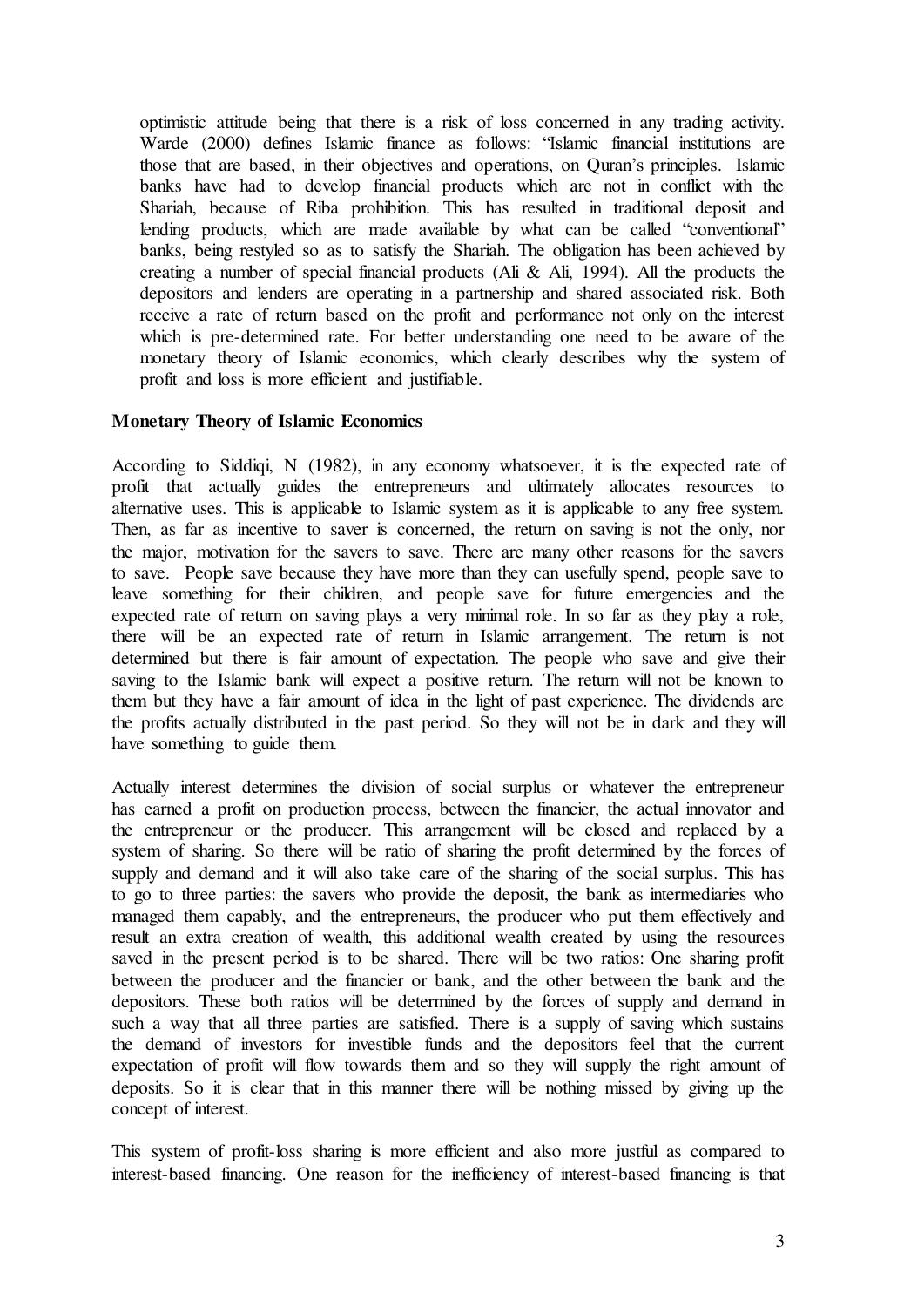optimistic attitude being that there is a risk of loss concerned in any trading activity. Warde (2000) defines Islamic finance as follows: "Islamic financial institutions are those that are based, in their objectives and operations, on Quran's principles. Islamic banks have had to develop financial products which are not in conflict with the Shariah, because of Riba prohibition. This has resulted in traditional deposit and lending products, which are made available by what can be called "conventional" banks, being restyled so as to satisfy the Shariah. The obligation has been achieved by creating a number of special financial products (Ali & Ali, 1994). All the products the depositors and lenders are operating in a partnership and shared associated risk. Both receive a rate of return based on the profit and performance not only on the interest which is pre-determined rate. For better understanding one need to be aware of the monetary theory of Islamic economics, which clearly describes why the system of profit and loss is more efficient and justifiable.

**Monetary Theory of Islamic Economics**

According to Siddiqi, N (1982), in any economy whatsoever, it is the expected rate of profit that actually guides the entrepreneurs and ultimately allocates resources to alternative uses. This is applicable to Islamic system as it is applicable to any free system. Then, as far as incentive to saver is concerned, the return on saving is not the only, nor the major, motivation for the savers to save. There are many other reasons for the savers to save. People save because they have more than they can usefully spend, people save to leave something for their children, and people save for future emergencies and the expected rate of return on saving plays a very minimal role. In so far as they play a role, there will be an expected rate of return in Islamic arrangement. The return is not determined but there is fair amount of expectation. The people who save and give their saving to the Islamic bank will expect a positive return. The return will not be known to them but they have a fair amount of idea in the light of past experience. The dividends are the profits actually distributed in the past period. So they will not be in dark and they will have something to guide them.

Actually interest determines the division of social surplus or whatever the entrepreneur has earned a profit on production process, between the financier, the actual innovator and the entrepreneur or the producer. This arrangement will be closed and replaced by a system of sharing. So there will be ratio of sharing the profit determined by the forces of supply and demand and it will also take care of the sharing of the social surplus. This has to go to three parties: the savers who provide the deposit, the bank as intermediaries who managed them capably, and the entrepreneurs, the producer who put them effectively and result an extra creation of wealth, this additional wealth created by using the resources saved in the present period is to be shared. There will be two ratios: One sharing profit between the producer and the financier or bank, and the other between the bank and the depositors. These both ratios will be determined by the forces of supply and demand in such a way that all three parties are satisfied. There is a supply of saving which sustains the demand of investors for investible funds and the depositors feel that the current expectation of profit will flow towards them and so they will supply the right amount of deposits. So it is clear that in this manner there will be nothing missed by giving up the concept of interest.

This system of profit-loss sharing is more efficient and also more justful as compared to interest-based financing. One reason for the inefficiency of interest-based financing is that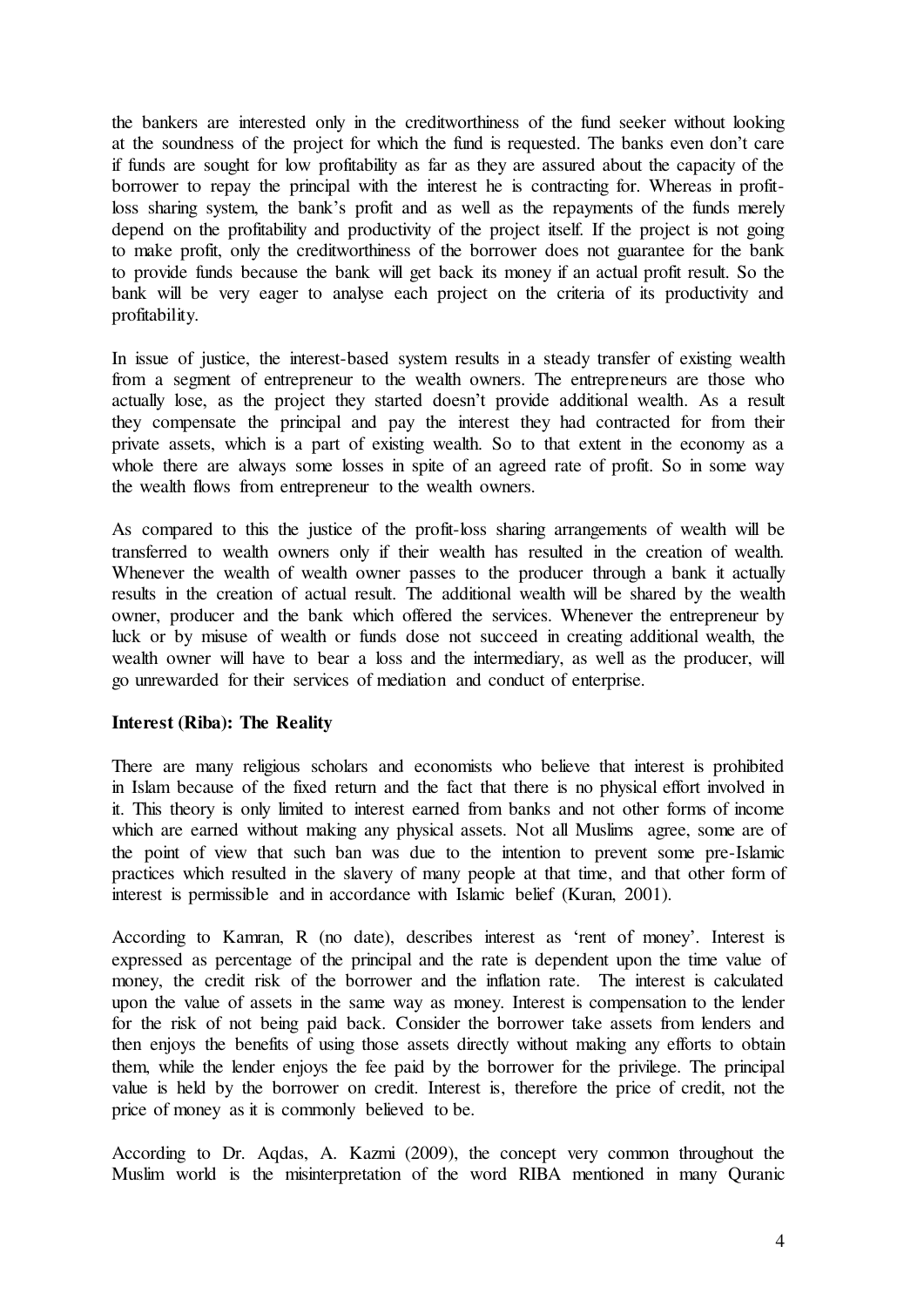the bankers are interested only in the creditworthiness of the fund seeker without looking at the soundness of the project for which the fund is requested. The banks even don't care if funds are sought for low profitability as far as they are assured about the capacity of the borrower to repay the principal with the interest he is contracting for. Whereas in profit-loss sharing system, the bank's profit and as well as the repayments of the funds merely depend on the profitability and productivity of the project itself. If the project is not going to make profit, only the creditworthiness of the borrower does not guarantee for the bank to provide funds because the bank will get back its money if an actual profit result. So the bank will be very eager to analyse each project on the criteria of its productivity and profitability.

In issue of justice, the interest-based system results in a steady transfer of existing wealth from a segment of entrepreneur to the wealth owners. The entrepreneurs are those who actually lose, as the project they started doesn't provide additional wealth. As a result they compensate the principal and pay the interest they had contracted for from their private assets, which is a part of existing wealth. So to that extent in the economy as a whole there are always some losses in spite of an agreed rate of profit. So in some way the wealth flows from entrepreneur to the wealth owners.

As compared to this the justice of the profit-loss sharing arrangements of wealth will be transferred to wealth owners only if their wealth has resulted in the creation of wealth. Whenever the wealth of wealth owner passes to the producer through a bank it actually results in the creation of actual result. The additional wealth will be shared by the wealth owner, producer and the bank which offered the services. Whenever the entrepreneur by luck or by misuse of wealth or funds dose not succeed in creating additional wealth, the wealth owner will have to bear a loss and the intermediary, as well as the producer, will go unrewarded for their services of mediation and conduct of enterprise.

**Interest (Riba): The Reality**

There are many religious scholars and economists who believe that interest is prohibited in Islam because of the fixed return and the fact that there is no physical effort involved in it. This theory is only limited to interest earned from banks and not other forms of income which are earned without making any physical assets. Not all Muslims agree, some are of the point of view that such ban was due to the intention to prevent some pre-Islamic practices which resulted in the slavery of many people at that time, and that other form of interest is permissible and in accordance with Islamic belief (Kuran, 2001).

According to Kamran, R (no date), describes interest as 'rent of money'. Interest is expressed as percentage of the principal and the rate is dependent upon the time value of money, the credit risk of the borrower and the inflation rate. The interest is calculated upon the value of assets in the same way as money. Interest is compensation to the lender for the risk of not being paid back. Consider the borrower take assets from lenders and then enjoys the benefits of using those assets directly without making any efforts to obtain them, while the lender enjoys the fee paid by the borrower for the privilege. The principal value is held by the borrower on credit. Interest is, therefore the price of credit, not the price of money as it is commonly believed to be.

According to Dr. Aqdas, A. Kazmi (2009), the concept very common throughout the Muslim world is the misinterpretation of the word RIBA mentioned in many Quranic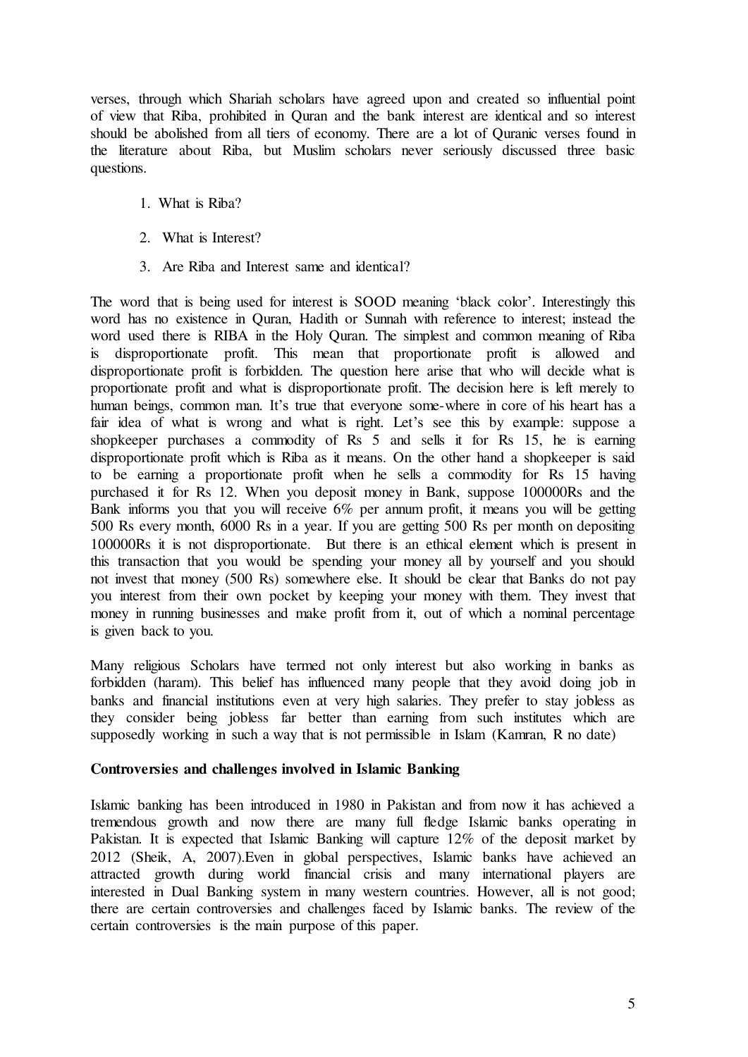verses, through which Shariah scholars have agreed upon and created so influential point of view that Riba, prohibited in Quran and the bank interest are identical and so interest should be abolished from all tiers of economy. There are a lot of Quranic verses found in the literature about Riba, but Muslim scholars never seriously discussed three basic questions.

1. What is Riba?
2. What is Interest?
3. Are Riba and Interest same and identical?

The word that is being used for interest is SOOD meaning 'black color'. Interestingly this word has no existence in Quran, Hadith or Sunnah with reference to interest; instead the word used there is RIBA in the Holy Quran. The simplest and common meaning of Riba is disproportionate profit. This mean that proportionate profit is allowed and disproportionate profit is forbidden. The question here arise that who will decide what is proportionate profit and what is disproportionate profit. The decision here is left merely to human beings, common man. It's true that everyone some-where in core of his heart has a fair idea of what is wrong and what is right. Let's see this by example: suppose a shopkeeper purchases a commodity of Rs 5 and sells it for Rs 15, he is earning disproportionate profit which is Riba as it means. On the other hand a shopkeeper is said to be earning a proportionate profit when he sells a commodity for Rs 15 having purchased it for Rs 12. When you deposit money in Bank, suppose 100000Rs and the Bank informs you that you will receive 6% per annum profit, it means you will be getting 500 Rs every month, 6000 Rs in a year. If you are getting 500 Rs per month on depositing 100000Rs it is not disproportionate. But there is an ethical element which is present in this transaction that you would be spending your money all by yourself and you should not invest that money (500 Rs) somewhere else. It should be clear that Banks do not pay you interest from their own pocket by keeping your money with them. They invest that money in running businesses and make profit from it, out of which a nominal percentage is given back to you.

Many religious Scholars have termed not only interest but also working in banks as forbidden (haram). This belief has influenced many people that they avoid doing job in banks and financial institutions even at very high salaries. They prefer to stay jobless as they consider being jobless far better than earning from such institutes which are supposedly working in such a way that is not permissible in Islam (Kamran, R no date)

**Controversies and challenges involved in Islamic Banking**

Islamic banking has been introduced in 1980 in Pakistan and from now it has achieved a tremendous growth and now there are many full fledge Islamic banks operating in Pakistan. It is expected that Islamic Banking will capture 12% of the deposit market by 2012 (Sheik, A, 2007).Even in global perspectives, Islamic banks have achieved an attracted growth during world financial crisis and many international players are interested in Dual Banking system in many western countries. However, all is not good; there are certain controversies and challenges faced by Islamic banks. The review of the certain controversies is the main purpose of this paper.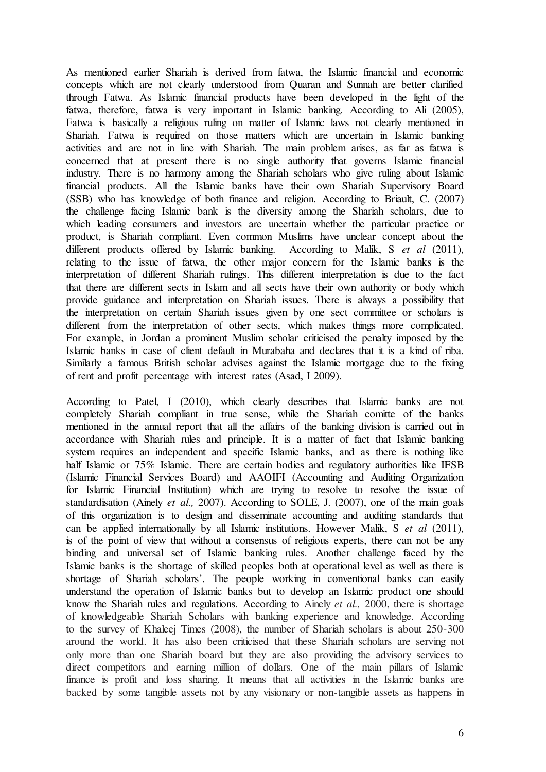As mentioned earlier Shariah is derived from fatwa, the Islamic financial and economic concepts which are not clearly understood from Quaran and Sunnah are better clarified through Fatwa. As Islamic financial products have been developed in the light of the fatwa, therefore, fatwa is very important in Islamic banking. According to Ali (2005), Fatwa is basically a religious ruling on matter of Islamic laws not clearly mentioned in Shariah. Fatwa is required on those matters which are uncertain in Islamic banking activities and are not in line with Shariah. The main problem arises, as far as fatwa is concerned that at present there is no single authority that governs Islamic financial industry. There is no harmony among the Shariah scholars who give ruling about Islamic financial products. All the Islamic banks have their own Shariah Supervisory Board (SSB) who has knowledge of both finance and religion. According to Briault, C. (2007) the challenge facing Islamic bank is the diversity among the Shariah scholars, due to which leading consumers and investors are uncertain whether the particular practice or product, is Shariah compliant. Even common Muslims have unclear concept about the different products offered by Islamic banking. According to Malik, S *et al* (2011), relating to the issue of fatwa, the other major concern for the Islamic banks is the interpretation of different Shariah rulings. This different interpretation is due to the fact that there are different sects in Islam and all sects have their own authority or body which provide guidance and interpretation on Shariah issues. There is always a possibility that the interpretation on certain Shariah issues given by one sect committee or scholars is different from the interpretation of other sects, which makes things more complicated. For example, in Jordan a prominent Muslim scholar criticised the penalty imposed by the Islamic banks in case of client default in Murabaha and declares that it is a kind of riba. Similarly a famous British scholar advises against the Islamic mortgage due to the fixing of rent and profit percentage with interest rates (Asad, I 2009).

According to Patel, I (2010), which clearly describes that Islamic banks are not completely Shariah compliant in true sense, while the Shariah comitte of the banks mentioned in the annual report that all the affairs of the banking division is carried out in accordance with Shariah rules and principle. It is a matter of fact that Islamic banking system requires an independent and specific Islamic banks, and as there is nothing like half Islamic or 75% Islamic. There are certain bodies and regulatory authorities like IFSB (Islamic Financial Services Board) and AAOIFI (Accounting and Auditing Organization for Islamic Financial Institution) which are trying to resolve to resolve the issue of standardisation (Ainely *et al.,* 2007). According to SOLE, J. (2007), one of the main goals of this organization is to design and disseminate accounting and auditing standards that can be applied internationally by all Islamic institutions. However Malik, S *et al* (2011), is of the point of view that without a consensus of religious experts, there can not be any binding and universal set of Islamic banking rules. Another challenge faced by the Islamic banks is the shortage of skilled peoples both at operational level as well as there is shortage of Shariah scholars'. The people working in conventional banks can easily understand the operation of Islamic banks but to develop an Islamic product one should know the Shariah rules and regulations. According to Ainely *et al.,* 2000, there is shortage of knowledgeable Shariah Scholars with banking experience and knowledge. According to the survey of Khaleej Times (2008), the number of Shariah scholars is about 250-300 around the world. It has also been criticised that these Shariah scholars are serving not only more than one Shariah board but they are also providing the advisory services to direct competitors and earning million of dollars. One of the main pillars of Islamic finance is profit and loss sharing. It means that all activities in the Islamic banks are backed by some tangible assets not by any visionary or non-tangible assets as happens in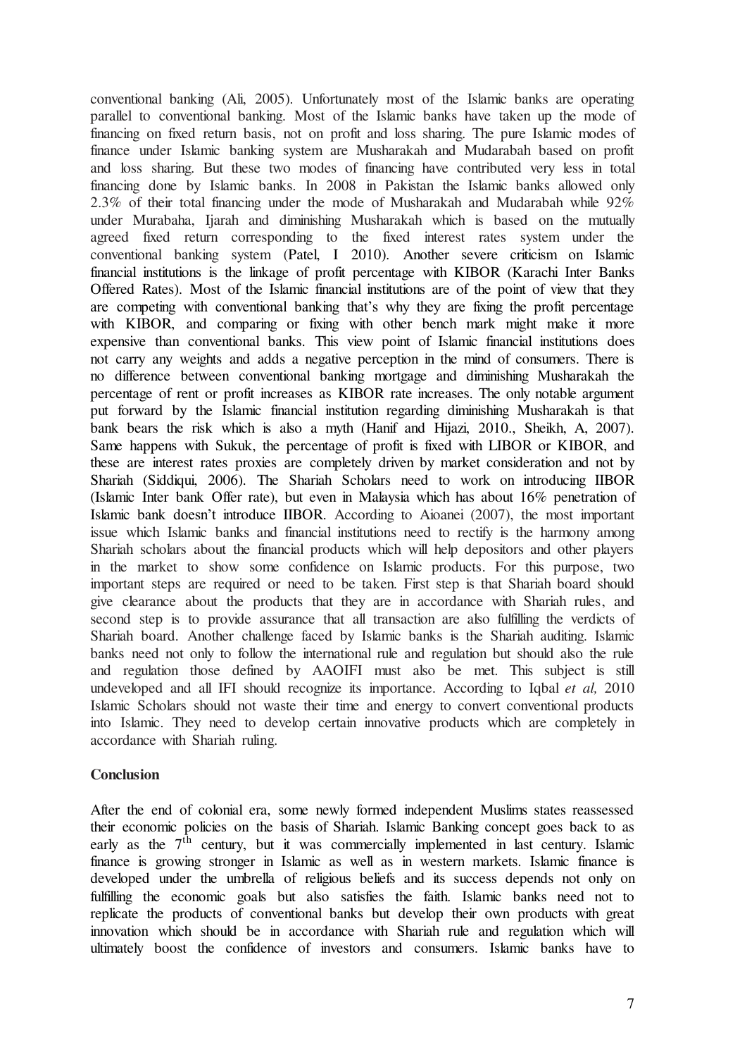conventional banking (Ali, 2005). Unfortunately most of the Islamic banks are operating parallel to conventional banking. Most of the Islamic banks have taken up the mode of financing on fixed return basis, not on profit and loss sharing. The pure Islamic modes of finance under Islamic banking system are Musharakah and Mudarabah based on profit and loss sharing. But these two modes of financing have contributed very less in total financing done by Islamic banks. In 2008 in Pakistan the Islamic banks allowed only 2.3% of their total financing under the mode of Musharakah and Mudarabah while 92% under Murabaha, Ijarah and diminishing Musharakah which is based on the mutually agreed fixed return corresponding to the fixed interest rates system under the conventional banking system (Patel, I 2010). Another severe criticism on Islamic financial institutions is the linkage of profit percentage with KIBOR (Karachi Inter Banks Offered Rates). Most of the Islamic financial institutions are of the point of view that they are competing with conventional banking that's why they are fixing the profit percentage with KIBOR, and comparing or fixing with other bench mark might make it more expensive than conventional banks. This view point of Islamic financial institutions does not carry any weights and adds a negative perception in the mind of consumers. There is no difference between conventional banking mortgage and diminishing Musharakah the percentage of rent or profit increases as KIBOR rate increases. The only notable argument put forward by the Islamic financial institution regarding diminishing Musharakah is that bank bears the risk which is also a myth (Hanif and Hijazi, 2010., Sheikh, A, 2007). Same happens with Sukuk, the percentage of profit is fixed with LIBOR or KIBOR, and these are interest rates proxies are completely driven by market consideration and not by Shariah (Siddiqui, 2006). The Shariah Scholars need to work on introducing IIBOR (Islamic Inter bank Offer rate), but even in Malaysia which has about 16% penetration of Islamic bank doesn't introduce IIBOR. According to Aioanei (2007), the most important issue which Islamic banks and financial institutions need to rectify is the harmony among Shariah scholars about the financial products which will help depositors and other players in the market to show some confidence on Islamic products. For this purpose, two important steps are required or need to be taken. First step is that Shariah board should give clearance about the products that they are in accordance with Shariah rules, and second step is to provide assurance that all transaction are also fulfilling the verdicts of Shariah board. Another challenge faced by Islamic banks is the Shariah auditing. Islamic banks need not only to follow the international rule and regulation but should also the rule and regulation those defined by AAOIFI must also be met. This subject is still undeveloped and all IFI should recognize its importance. According to Iqbal *et al,* 2010 Islamic Scholars should not waste their time and energy to convert conventional products into Islamic. They need to develop certain innovative products which are completely in accordance with Shariah ruling.

**Conclusion**

After the end of colonial era, some newly formed independent Muslims states reassessed their economic policies on the basis of Shariah. Islamic Banking concept goes back to as early as the 7<sup>th</sup> century, but it was commercially implemented in last century. Islamic finance is growing stronger in Islamic as well as in western markets. Islamic finance is developed under the umbrella of religious beliefs and its success depends not only on fulfilling the economic goals but also satisfies the faith. Islamic banks need not to replicate the products of conventional banks but develop their own products with great innovation which should be in accordance with Shariah rule and regulation which will ultimately boost the confidence of investors and consumers. Islamic banks have to

conventional banking (Ali, 2005). Unfortunately most of the Islamic banks are operating parallel to conventional banking. Most of the Islamic banks have taken up the mode of financing on fixed return basis, not on profit and loss sharing. The pure Islamic modes of finance under Islamic banking system are Musharakah and Mudarabah based on profit and loss sharing. But these two modes of financing have contributed very less in total financing done by Islamic banks. In 2008 in Pakistan the Islamic banks allowed only 2.3% of their total financing under the mode of Musharakah and Mudarabah while 92% under Murabaha, Ijarah and diminishing Musharakah which is based on the mutually agreed fixed return corresponding to the fixed interest rates system under the conventional banking system (Patel, I 2010). Another severe criticism on Islamic financial institutions is the linkage of profit percentage with KIBOR (Karachi Inter Banks Offered Rates). Most of the Islamic financial institutions are of the point of view that they are competing with conventional banking that's why they are fixing the profit percentage with KIBOR, and comparing or fixing with other bench mark might make it more expensive than conventional banks. This view point of Islamic financial institutions does not carry any weights and adds a negative perception in the mind of consumers. There is no difference between conventional banking mortgage and diminishing Musharakah the percentage of rent or profit increases as KIBOR rate increases. The only notable argument put forward by the Islamic financial institution regarding diminishing Musharakah is that bank bears the risk which is also a myth (Hanif and Hijazi, 2010., Sheikh, A, 2007). Same happens with Sukuk, the percentage of profit is fixed with LIBOR or KIBOR, and these are interest rates proxies are completely driven by market consideration and not by Shariah (Siddiqui, 2006). The Shariah Scholars need to work on introducing IIBOR (Islamic Inter bank Offer rate), but even in Malaysia which has about 16% penetration of Islamic bank doesn't introduce IIBOR. According to Aioanei (2007), the most important issue which Islamic banks and financial institutions need to rectify is the harmony among Shariah scholars about the financial products which will help depositors and other players in the market to show some confidence on Islamic products. For this purpose, two important steps are required or need to be taken. First step is that Shariah board should give clearance about the products that they are in accordance with Shariah rules, and second step is to provide assurance that all transaction are also fulfilling the verdicts of Shariah board. Another challenge faced by Islamic banks is the Shariah auditing. Islamic banks need not only to follow the international rule and regulation but should also the rule and regulation those defined by AAOIFI must also be met. This subject is still undeveloped and all IFI should recognize its importance. According to Iqbal *et al,* 2010 Islamic Scholars should not waste their time and energy to convert conventional products into Islamic. They need to develop certain innovative products which are completely in accordance with Shariah ruling.

**Conclusion**

After the end of colonial era, some newly formed independent Muslims states reassessed their economic policies on the basis of Shariah. Islamic Banking concept goes back to as early as the $7^{th}$ century, but it was commercially implemented in last century. Islamic finance is growing stronger in Islamic as well as in western markets. Islamic finance is developed under the umbrella of religious beliefs and its success depends not only on fulfilling the economic goals but also satisfies the faith. Islamic banks need not to replicate the products of conventional banks but develop their own products with great innovation which should be in accordance with Shariah rule and regulation which will ultimately boost the confidence of investors and consumers. Islamic banks have to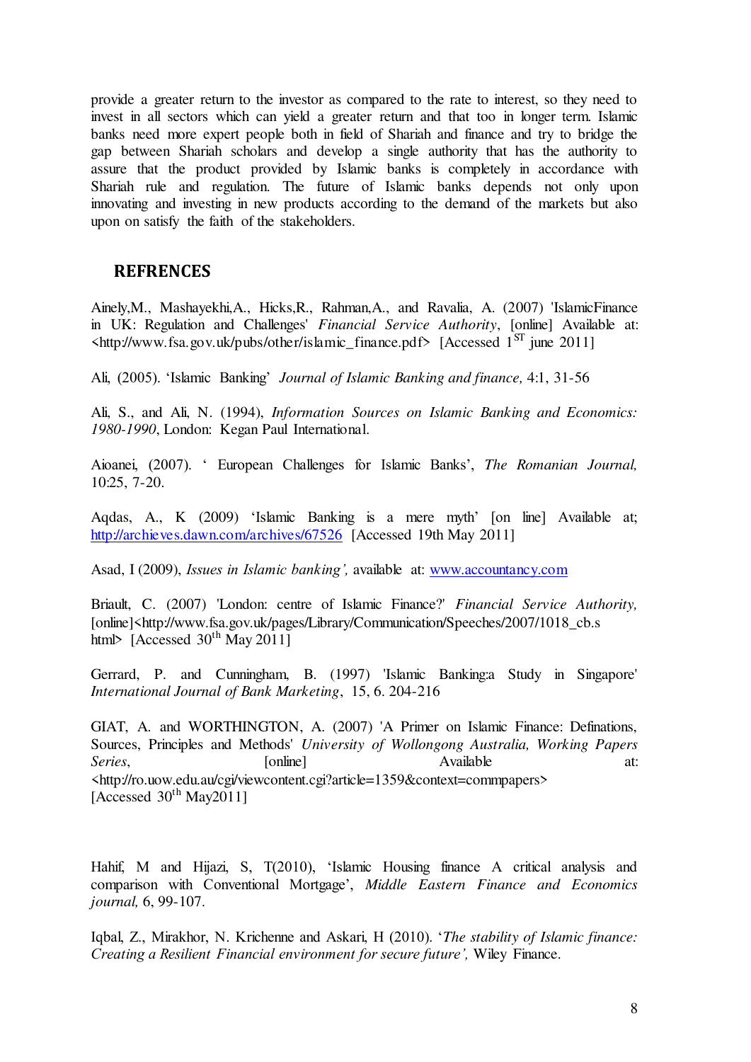provide a greater return to the investor as compared to the rate to interest, so they need to invest in all sectors which can yield a greater return and that too in longer term. Islamic banks need more expert people both in field of Shariah and finance and try to bridge the gap between Shariah scholars and develop a single authority that has the authority to assure that the product provided by Islamic banks is completely in accordance with Shariah rule and regulation. The future of Islamic banks depends not only upon innovating and investing in new products according to the demand of the markets but also upon on satisfy the faith of the stakeholders.

## REFRENCES

Ainely,M., Mashayekhi,A., Hicks,R., Rahman,A., and Ravalia, A. (2007) 'IslamicFinance in UK: Regulation and Challenges' *Financial Service Authority*, [online] Available at: <http://www.fsa.gov.uk/pubs/other/islamic_finance.pdf> [Accessed 1[ST] june 2011]

Ali, (2005). 'Islamic Banking' *Journal of Islamic Banking and finance,* 4:1, 31-56

Ali, S., and Ali, N. (1994), *Information Sources on Islamic Banking and Economics: 1980-1990*, London: Kegan Paul International.

Aioanei, (2007). ' European Challenges for Islamic Banks', *The Romanian Journal,* 10:25, 7-20.

Aqdas, A., K (2009) 'Islamic Banking is a mere myth' [on line] Available at; http://archieves.dawn.com/archives/67526 [Accessed 19th May 2011]

Asad, I (2009), *Issues in Islamic banking',* available at: www.accountancy.com

Briault, C. (2007) 'London: centre of Islamic Finance?' *Financial Service Authority,* [online]<http://www.fsa.gov.uk/pages/Library/Communication/Speeches/2007/1018_cb.shtml> [Accessed 30[th] May 2011]

Gerrard, P. and Cunningham, B. (1997) 'Islamic Banking:a Study in Singapore' *International Journal of Bank Marketing*, 15, 6. 204-216

GIAT, A. and WORTHINGTON, A. (2007) 'A Primer on Islamic Finance: Definations, Sources, Principles and Methods' *University of Wollongong Australia, Working Papers Series*, [online] Available at: <http://ro.uow.edu.au/cgi/viewcontent.cgi?article=1359&context=commpapers> [Accessed 30[th] May2011]

Hahif, M and Hijazi, S, T(2010), 'Islamic Housing finance A critical analysis and comparison with Conventional Mortgage', *Middle Eastern Finance and Economics journal,* 6, 99-107.

Iqbal, Z., Mirakhor, N. Krichenne and Askari, H (2010). '*The stability of Islamic finance: Creating a Resilient Financial environment for secure future',* Wiley Finance.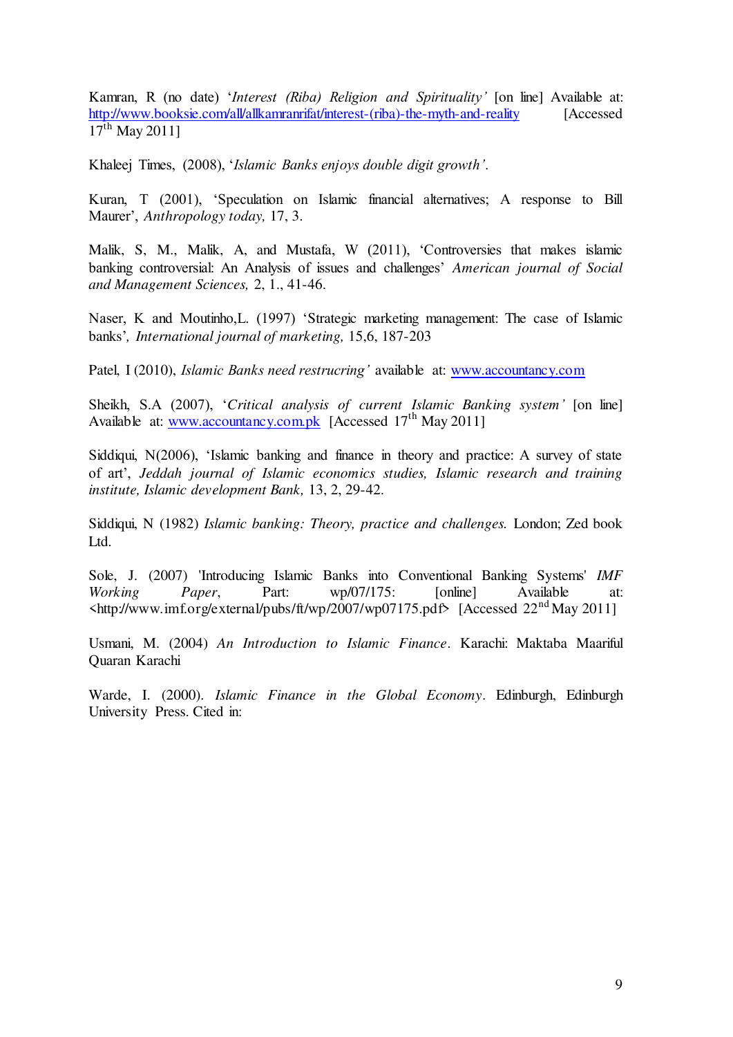Kamran, R (no date) '*Interest (Riba) Religion and Spirituality'* [on line] Available at: http://www.booksie.com/all/allkamranrifat/interest-(riba)-the-myth-and-reality [Accessed 17th May 2011]

Khaleej Times, (2008), '*Islamic Banks enjoys double digit growth'*.

Kuran, T (2001), 'Speculation on Islamic financial alternatives; A response to Bill Maurer', *Anthropology today,* 17, 3.

Malik, S, M., Malik, A, and Mustafa, W (2011), 'Controversies that makes islamic banking controversial: An Analysis of issues and challenges' *American journal of Social and Management Sciences,* 2, 1., 41-46.

Naser, K and Moutinho,L. (1997) 'Strategic marketing management: The case of Islamic banks'*, International journal of marketing,* 15,6, 187-203

Patel, I (2010), *Islamic Banks need restrucring'* available at: www.accountancy.com

Sheikh, S.A (2007), '*Critical analysis of current Islamic Banking system'* [on line] Available at: www.accountancy.com.pk [Accessed 17th May 2011]

Siddiqui, N(2006), 'Islamic banking and finance in theory and practice: A survey of state of art', *Jeddah journal of Islamic economics studies, Islamic research and training institute, Islamic development Bank,* 13, 2, 29-42.

Siddiqui, N (1982) *Islamic banking: Theory, practice and challenges.* London; Zed book Ltd.

Sole, J. (2007) 'Introducing Islamic Banks into Conventional Banking Systems' *IMF Working Paper*, Part: wp/07/175: [online] Available at: <http://www.imf.org/external/pubs/ft/wp/2007/wp07175.pdf> [Accessed 22nd May 2011]

Usmani, M. (2004) *An Introduction to Islamic Finance*. Karachi: Maktaba Maariful Quaran Karachi

Warde, I. (2000). *Islamic Finance in the Global Economy*. Edinburgh, Edinburgh University Press. Cited in: